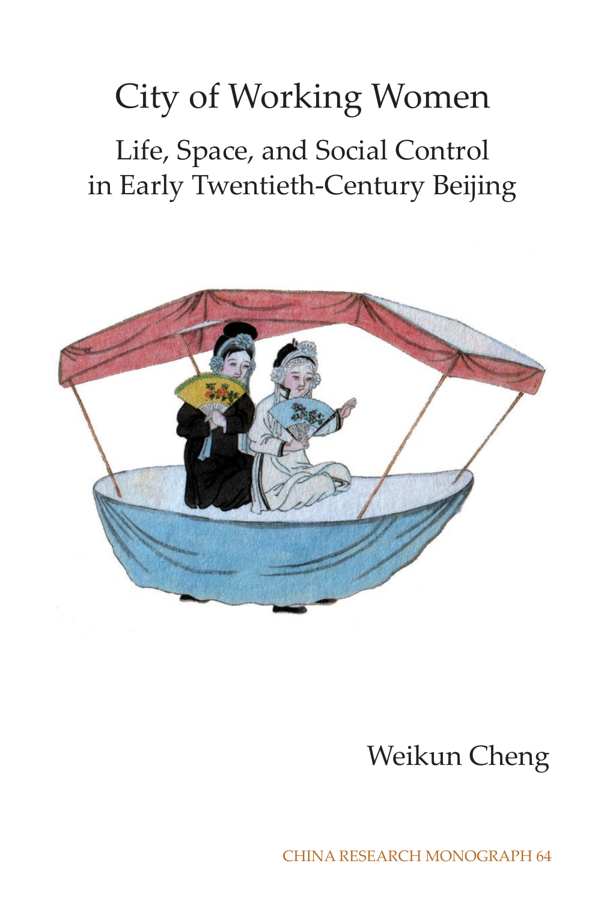# City of Working Women

## Life, Space, and Social Control in Early Twentieth-Century Beijing

Weikun Cheng

CHINA RESEARCH MONOGRAPH 64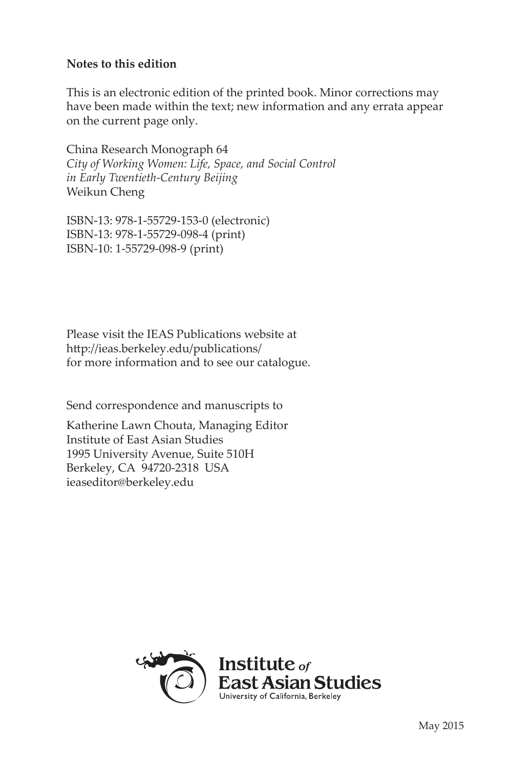**Notes to this edition**

This is an electronic edition of the printed book. Minor corrections may have been made within the text; new information and any errata appear on the current page only.

China Research Monograph 64
*City of Working Women: Life, Space, and Social Control in Early Twentieth-Century Beijing*
Weikun Cheng

ISBN-13: 978-1-55729-153-0 (electronic)
ISBN-13: 978-1-55729-098-4 (print)
ISBN-10: 1-55729-098-9 (print)

Please visit the IEAS Publications website at
http://ieas.berkeley.edu/publications/
for more information and to see our catalogue.

Send correspondence and manuscripts to

Katherine Lawn Chouta, Managing Editor
Institute of East Asian Studies
1995 University Avenue, Suite 510H
Berkeley, CA 94720-2318 USA
ieaseditor@berkeley.edu

Institute *of* East Asian Studies
University of California, Berkeley

May 2015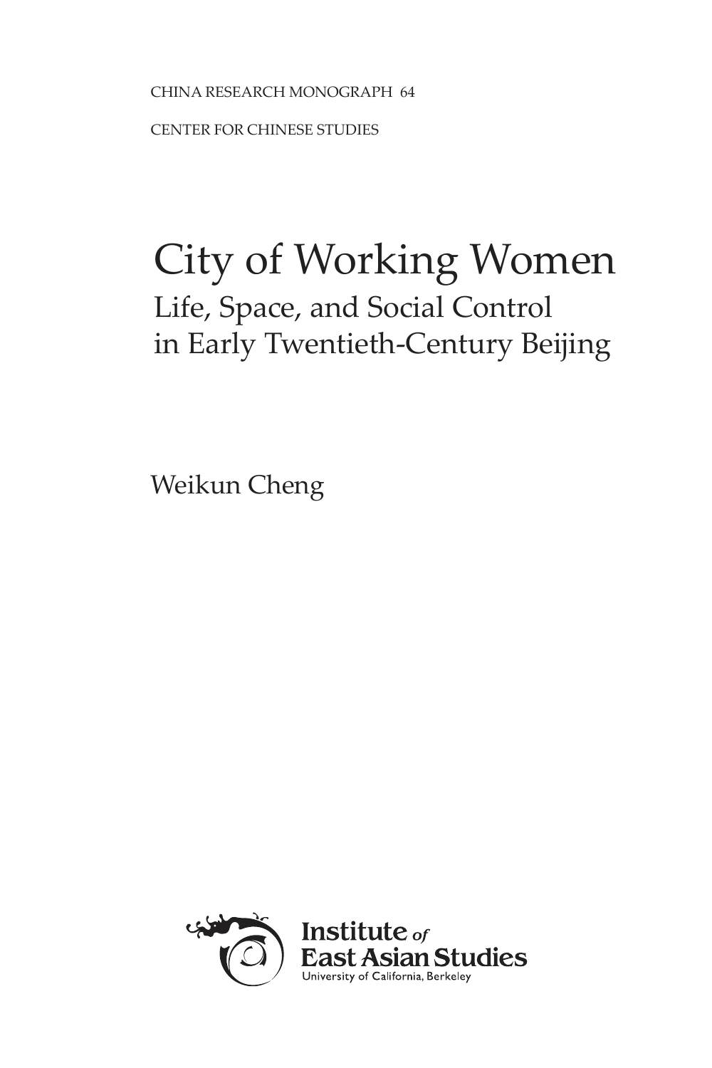CHINA RESEARCH MONOGRAPH 64

CENTER FOR CHINESE STUDIES

# City of Working Women

## Life, Space, and Social Control in Early Twentieth-Century Beijing

Weikun Cheng

Institute *of* East Asian Studies

University of California, Berkeley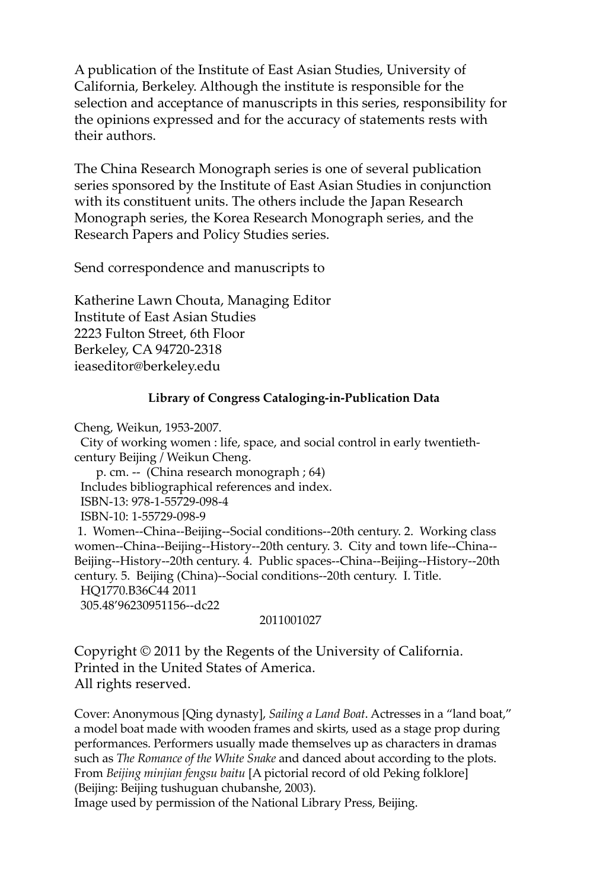A publication of the Institute of East Asian Studies, University of California, Berkeley. Although the institute is responsible for the selection and acceptance of manuscripts in this series, responsibility for the opinions expressed and for the accuracy of statements rests with their authors.

The China Research Monograph series is one of several publication series sponsored by the Institute of East Asian Studies in conjunction with its constituent units. The others include the Japan Research Monograph series, the Korea Research Monograph series, and the Research Papers and Policy Studies series.

Send correspondence and manuscripts to

Katherine Lawn Chouta, Managing Editor  
Institute of East Asian Studies  
2223 Fulton Street, 6th Floor  
Berkeley, CA 94720-2318  
ieaseditor@berkeley.edu

**Library of Congress Cataloging-in-Publication Data**

Cheng, Weikun, 1953-2007.  
City of working women : life, space, and social control in early twentieth-century Beijing / Weikun Cheng.  
p. cm. -- (China research monograph ; 64)  
Includes bibliographical references and index.  
ISBN-13: 978-1-55729-098-4  
ISBN-10: 1-55729-098-9  
1. Women--China--Beijing--Social conditions--20th century. 2. Working class women--China--Beijing--History--20th century. 3. City and town life--China--Beijing--History--20th century. 4. Public spaces--China--Beijing--History--20th century. 5. Beijing (China)--Social conditions--20th century. I. Title.  
HQ1770.B36C44 2011  
305.48'96230951156--dc22

2011001027

Copyright © 2011 by the Regents of the University of California.  
Printed in the United States of America.  
All rights reserved.

Cover: Anonymous [Qing dynasty], *Sailing a Land Boat*. Actresses in a "land boat," a model boat made with wooden frames and skirts, used as a stage prop during performances. Performers usually made themselves up as characters in dramas such as *The Romance of the White Snake* and danced about according to the plots. From *Beijing minjian fengsu baitu* [A pictorial record of old Peking folklore] (Beijing: Beijing tushuguan chubanshe, 2003).  
Image used by permission of the National Library Press, Beijing.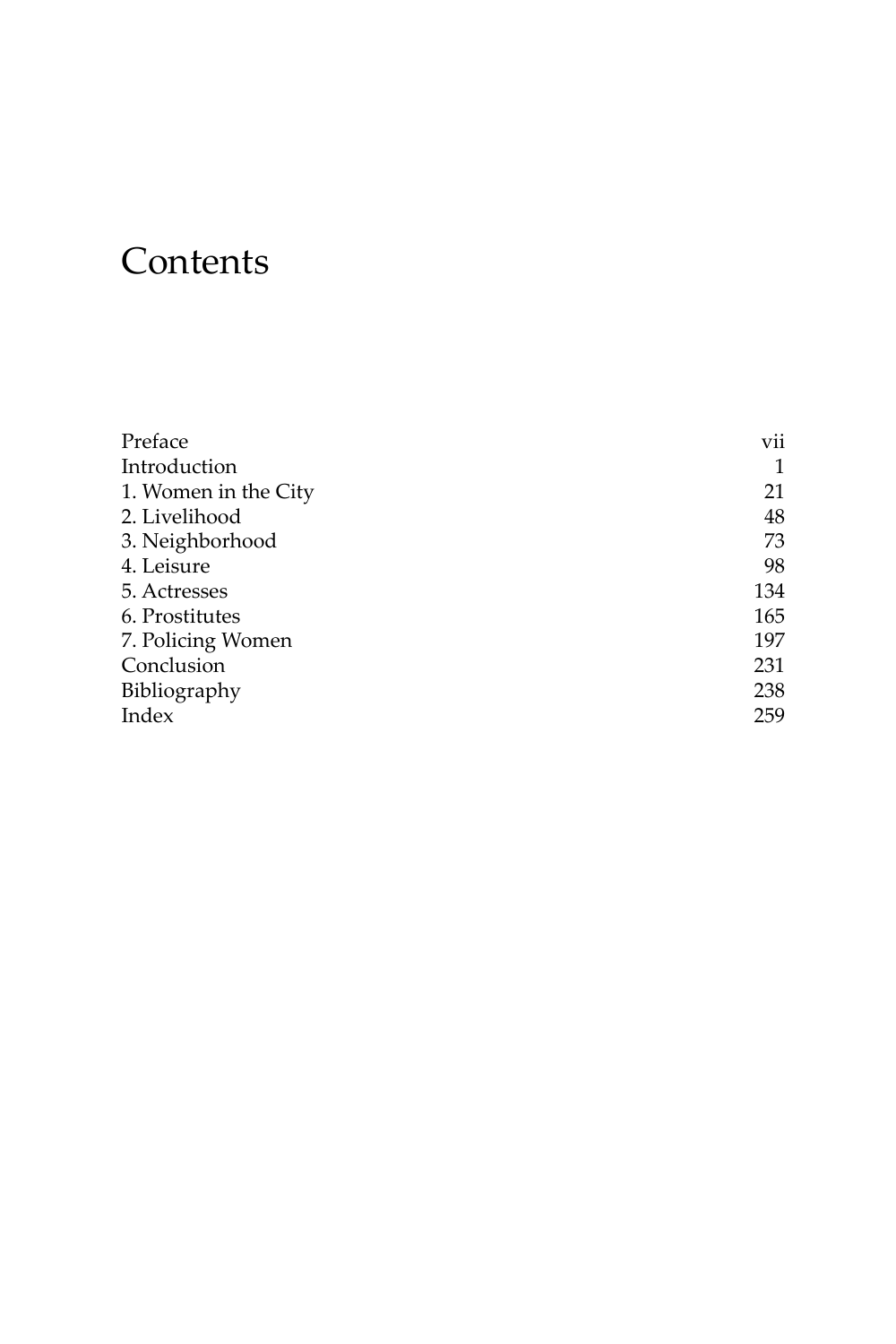# Contents

| | |
|---|---|
| Preface | vii |
| Introduction | 1 |
| 1. Women in the City | 21 |
| 2. Livelihood | 48 |
| 3. Neighborhood | 73 |
| 4. Leisure | 98 |
| 5. Actresses | 134 |
| 6. Prostitutes | 165 |
| 7. Policing Women | 197 |
| Conclusion | 231 |
| Bibliography | 238 |
| Index | 259 |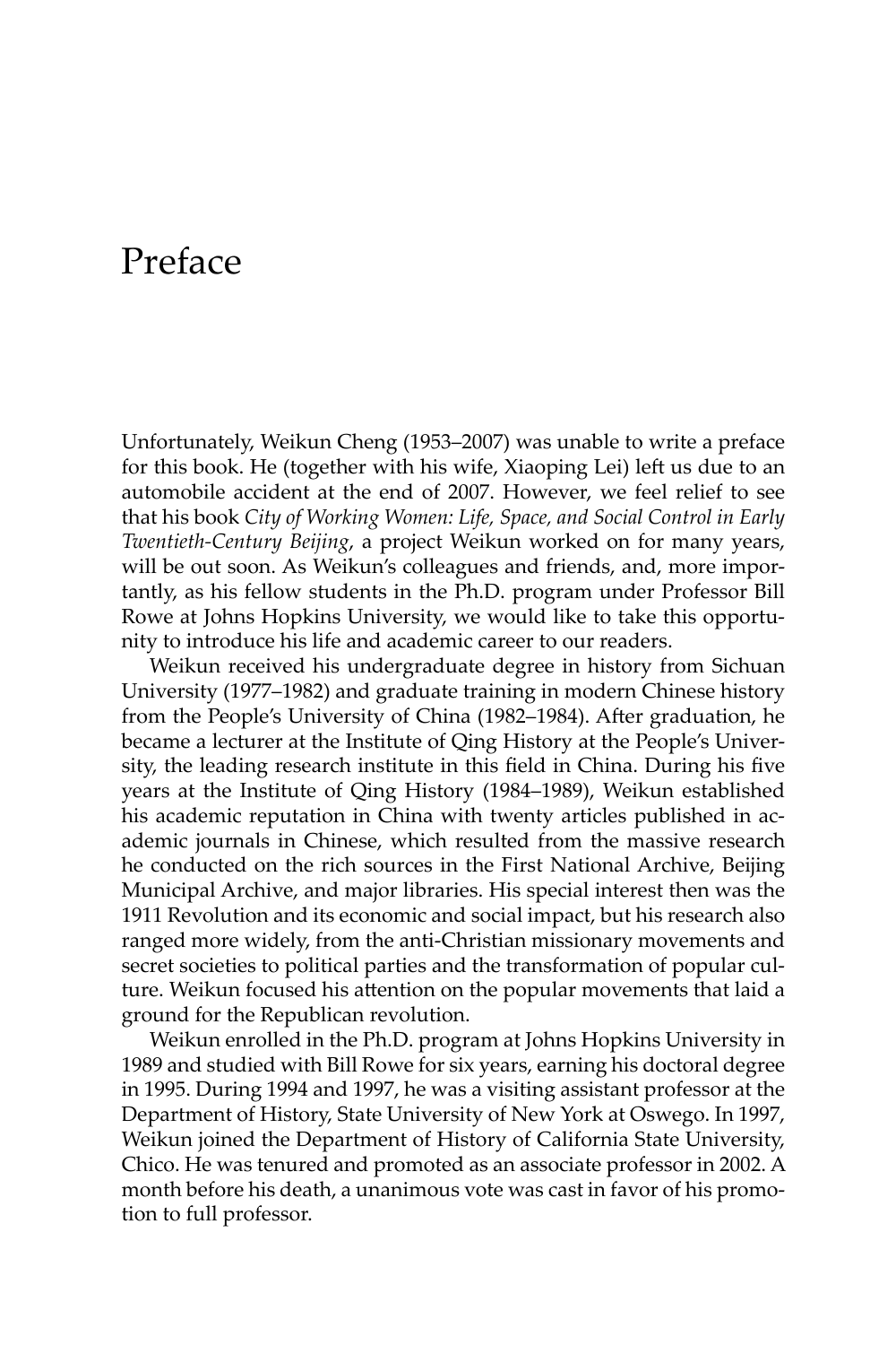# Preface

Unfortunately, Weikun Cheng (1953–2007) was unable to write a preface for this book. He (together with his wife, Xiaoping Lei) left us due to an automobile accident at the end of 2007. However, we feel relief to see that his book *City of Working Women: Life, Space, and Social Control in Early Twentieth-Century Beijing*, a project Weikun worked on for many years, will be out soon. As Weikun's colleagues and friends, and, more importantly, as his fellow students in the Ph.D. program under Professor Bill Rowe at Johns Hopkins University, we would like to take this opportunity to introduce his life and academic career to our readers.

Weikun received his undergraduate degree in history from Sichuan University (1977–1982) and graduate training in modern Chinese history from the People's University of China (1982–1984). After graduation, he became a lecturer at the Institute of Qing History at the People's University, the leading research institute in this field in China. During his five years at the Institute of Qing History (1984–1989), Weikun established his academic reputation in China with twenty articles published in academic journals in Chinese, which resulted from the massive research he conducted on the rich sources in the First National Archive, Beijing Municipal Archive, and major libraries. His special interest then was the 1911 Revolution and its economic and social impact, but his research also ranged more widely, from the anti-Christian missionary movements and secret societies to political parties and the transformation of popular culture. Weikun focused his attention on the popular movements that laid a ground for the Republican revolution.

Weikun enrolled in the Ph.D. program at Johns Hopkins University in 1989 and studied with Bill Rowe for six years, earning his doctoral degree in 1995. During 1994 and 1997, he was a visiting assistant professor at the Department of History, State University of New York at Oswego. In 1997, Weikun joined the Department of History of California State University, Chico. He was tenured and promoted as an associate professor in 2002. A month before his death, a unanimous vote was cast in favor of his promotion to full professor.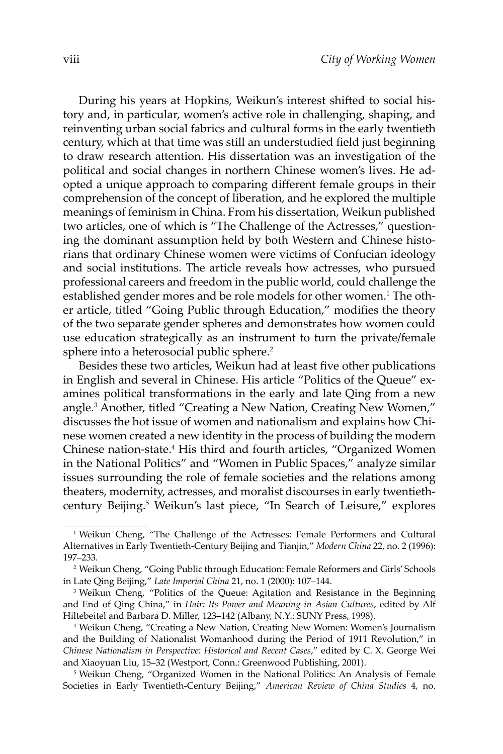During his years at Hopkins, Weikun's interest shifted to social history and, in particular, women's active role in challenging, shaping, and reinventing urban social fabrics and cultural forms in the early twentieth century, which at that time was still an understudied field just beginning to draw research attention. His dissertation was an investigation of the political and social changes in northern Chinese women's lives. He adopted a unique approach to comparing different female groups in their comprehension of the concept of liberation, and he explored the multiple meanings of feminism in China. From his dissertation, Weikun published two articles, one of which is "The Challenge of the Actresses," questioning the dominant assumption held by both Western and Chinese historians that ordinary Chinese women were victims of Confucian ideology and social institutions. The article reveals how actresses, who pursued professional careers and freedom in the public world, could challenge the established gender mores and be role models for other women.[1] The other article, titled "Going Public through Education," modifies the theory of the two separate gender spheres and demonstrates how women could use education strategically as an instrument to turn the private/female sphere into a heterosocial public sphere.[2]

Besides these two articles, Weikun had at least five other publications in English and several in Chinese. His article "Politics of the Queue" examines political transformations in the early and late Qing from a new angle.[3] Another, titled "Creating a New Nation, Creating New Women," discusses the hot issue of women and nationalism and explains how Chinese women created a new identity in the process of building the modern Chinese nation-state.[4] His third and fourth articles, "Organized Women in the National Politics" and "Women in Public Spaces," analyze similar issues surrounding the role of female societies and the relations among theaters, modernity, actresses, and moralist discourses in early twentieth-century Beijing.[5] Weikun's last piece, "In Search of Leisure," explores

---

[1] Weikun Cheng, "The Challenge of the Actresses: Female Performers and Cultural Alternatives in Early Twentieth-Century Beijing and Tianjin," *Modern China* 22, no. 2 (1996): 197–233.

[2] Weikun Cheng, "Going Public through Education: Female Reformers and Girls' Schools in Late Qing Beijing," *Late Imperial China* 21, no. 1 (2000): 107–144.

[3] Weikun Cheng, "Politics of the Queue: Agitation and Resistance in the Beginning and End of Qing China," in *Hair: Its Power and Meaning in Asian Cultures*, edited by Alf Hiltebeitel and Barbara D. Miller, 123–142 (Albany, N.Y.: SUNY Press, 1998).

[4] Weikun Cheng, "Creating a New Nation, Creating New Women: Women's Journalism and the Building of Nationalist Womanhood during the Period of 1911 Revolution," in *Chinese Nationalism in Perspective: Historical and Recent Cases*," edited by C. X. George Wei and Xiaoyuan Liu, 15–32 (Westport, Conn.: Greenwood Publishing, 2001).

[5] Weikun Cheng, "Organized Women in the National Politics: An Analysis of Female Societies in Early Twentieth-Century Beijing," *American Review of China Studies* 4, no.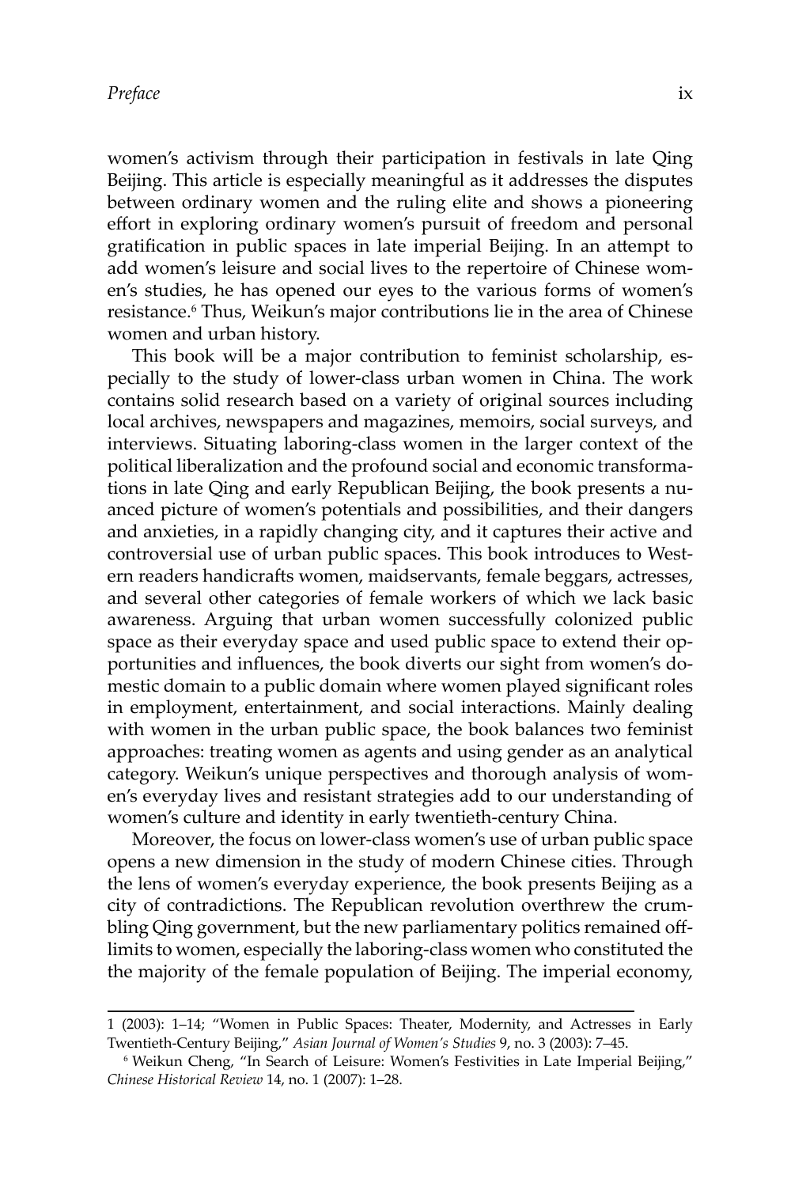women's activism through their participation in festivals in late Qing Beijing. This article is especially meaningful as it addresses the disputes between ordinary women and the ruling elite and shows a pioneering effort in exploring ordinary women's pursuit of freedom and personal gratification in public spaces in late imperial Beijing. In an attempt to add women's leisure and social lives to the repertoire of Chinese women's studies, he has opened our eyes to the various forms of women's resistance.[6] Thus, Weikun's major contributions lie in the area of Chinese women and urban history.

This book will be a major contribution to feminist scholarship, especially to the study of lower-class urban women in China. The work contains solid research based on a variety of original sources including local archives, newspapers and magazines, memoirs, social surveys, and interviews. Situating laboring-class women in the larger context of the political liberalization and the profound social and economic transformations in late Qing and early Republican Beijing, the book presents a nuanced picture of women's potentials and possibilities, and their dangers and anxieties, in a rapidly changing city, and it captures their active and controversial use of urban public spaces. This book introduces to Western readers handicrafts women, maidservants, female beggars, actresses, and several other categories of female workers of which we lack basic awareness. Arguing that urban women successfully colonized public space as their everyday space and used public space to extend their opportunities and influences, the book diverts our sight from women's domestic domain to a public domain where women played significant roles in employment, entertainment, and social interactions. Mainly dealing with women in the urban public space, the book balances two feminist approaches: treating women as agents and using gender as an analytical category. Weikun's unique perspectives and thorough analysis of women's everyday lives and resistant strategies add to our understanding of women's culture and identity in early twentieth-century China.

Moreover, the focus on lower-class women's use of urban public space opens a new dimension in the study of modern Chinese cities. Through the lens of women's everyday experience, the book presents Beijing as a city of contradictions. The Republican revolution overthrew the crumbling Qing government, but the new parliamentary politics remained off-limits to women, especially the laboring-class women who constituted the the majority of the female population of Beijing. The imperial economy,

---

1 (2003): 1–14; "Women in Public Spaces: Theater, Modernity, and Actresses in Early Twentieth-Century Beijing," *Asian Journal of Women's Studies* 9, no. 3 (2003): 7–45.

[6] Weikun Cheng, "In Search of Leisure: Women's Festivities in Late Imperial Beijing," *Chinese Historical Review* 14, no. 1 (2007): 1–28.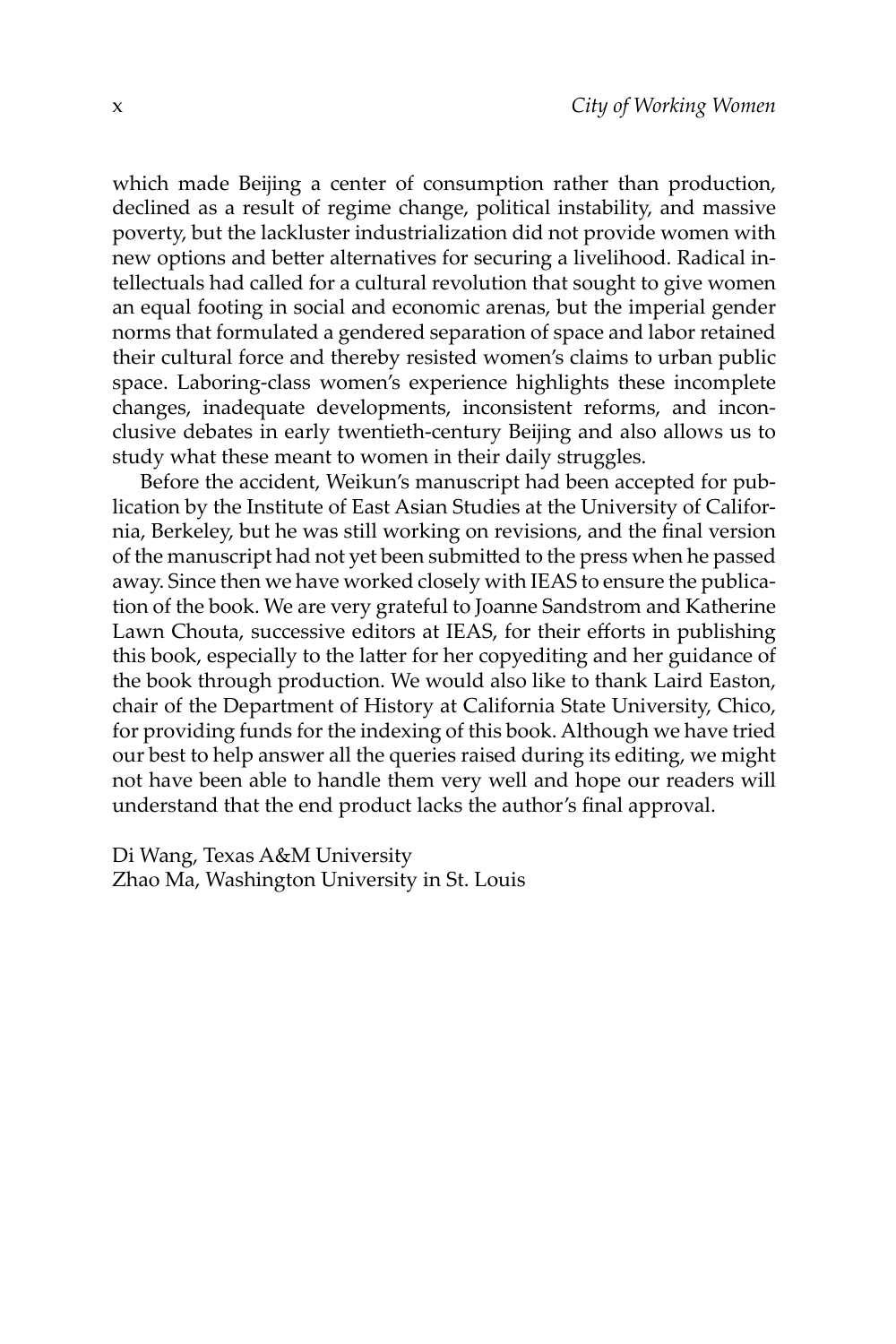which made Beijing a center of consumption rather than production, declined as a result of regime change, political instability, and massive poverty, but the lackluster industrialization did not provide women with new options and better alternatives for securing a livelihood. Radical intellectuals had called for a cultural revolution that sought to give women an equal footing in social and economic arenas, but the imperial gender norms that formulated a gendered separation of space and labor retained their cultural force and thereby resisted women's claims to urban public space. Laboring-class women's experience highlights these incomplete changes, inadequate developments, inconsistent reforms, and inconclusive debates in early twentieth-century Beijing and also allows us to study what these meant to women in their daily struggles.

Before the accident, Weikun's manuscript had been accepted for publication by the Institute of East Asian Studies at the University of California, Berkeley, but he was still working on revisions, and the final version of the manuscript had not yet been submitted to the press when he passed away. Since then we have worked closely with IEAS to ensure the publication of the book. We are very grateful to Joanne Sandstrom and Katherine Lawn Chouta, successive editors at IEAS, for their efforts in publishing this book, especially to the latter for her copyediting and her guidance of the book through production. We would also like to thank Laird Easton, chair of the Department of History at California State University, Chico, for providing funds for the indexing of this book. Although we have tried our best to help answer all the queries raised during its editing, we might not have been able to handle them very well and hope our readers will understand that the end product lacks the author's final approval.

Di Wang, Texas A&M University
Zhao Ma, Washington University in St. Louis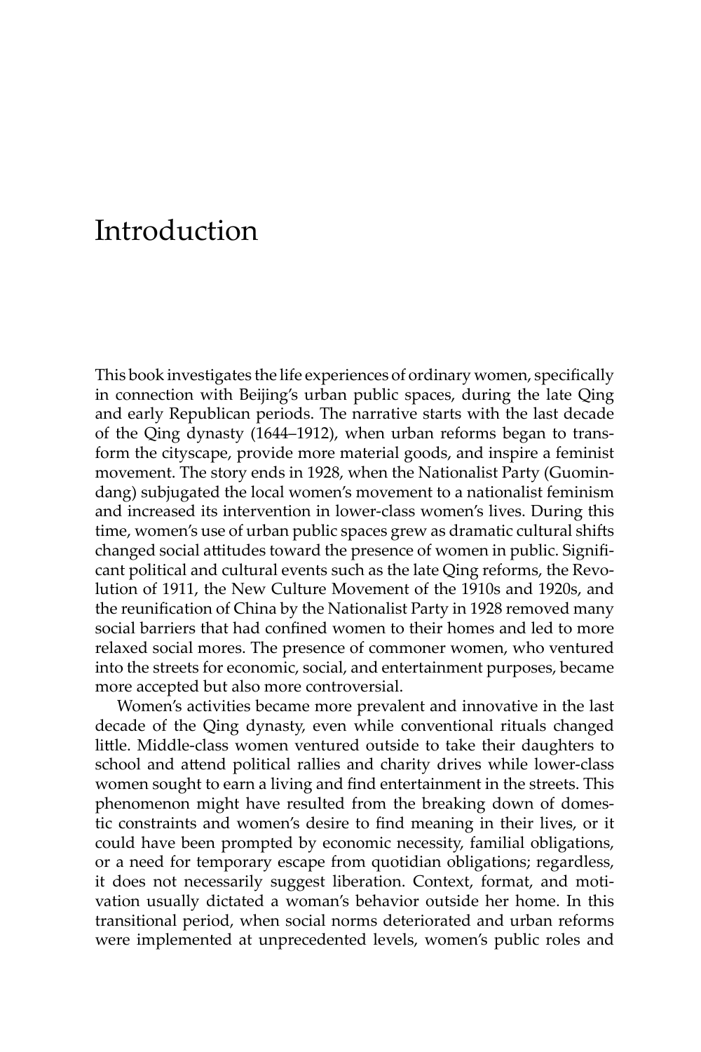# Introduction

This book investigates the life experiences of ordinary women, specifically in connection with Beijing's urban public spaces, during the late Qing and early Republican periods. The narrative starts with the last decade of the Qing dynasty (1644–1912), when urban reforms began to transform the cityscape, provide more material goods, and inspire a feminist movement. The story ends in 1928, when the Nationalist Party (Guomindang) subjugated the local women's movement to a nationalist feminism and increased its intervention in lower-class women's lives. During this time, women's use of urban public spaces grew as dramatic cultural shifts changed social attitudes toward the presence of women in public. Significant political and cultural events such as the late Qing reforms, the Revolution of 1911, the New Culture Movement of the 1910s and 1920s, and the reunification of China by the Nationalist Party in 1928 removed many social barriers that had confined women to their homes and led to more relaxed social mores. The presence of commoner women, who ventured into the streets for economic, social, and entertainment purposes, became more accepted but also more controversial.

Women's activities became more prevalent and innovative in the last decade of the Qing dynasty, even while conventional rituals changed little. Middle-class women ventured outside to take their daughters to school and attend political rallies and charity drives while lower-class women sought to earn a living and find entertainment in the streets. This phenomenon might have resulted from the breaking down of domestic constraints and women's desire to find meaning in their lives, or it could have been prompted by economic necessity, familial obligations, or a need for temporary escape from quotidian obligations; regardless, it does not necessarily suggest liberation. Context, format, and motivation usually dictated a woman's behavior outside her home. In this transitional period, when social norms deteriorated and urban reforms were implemented at unprecedented levels, women's public roles and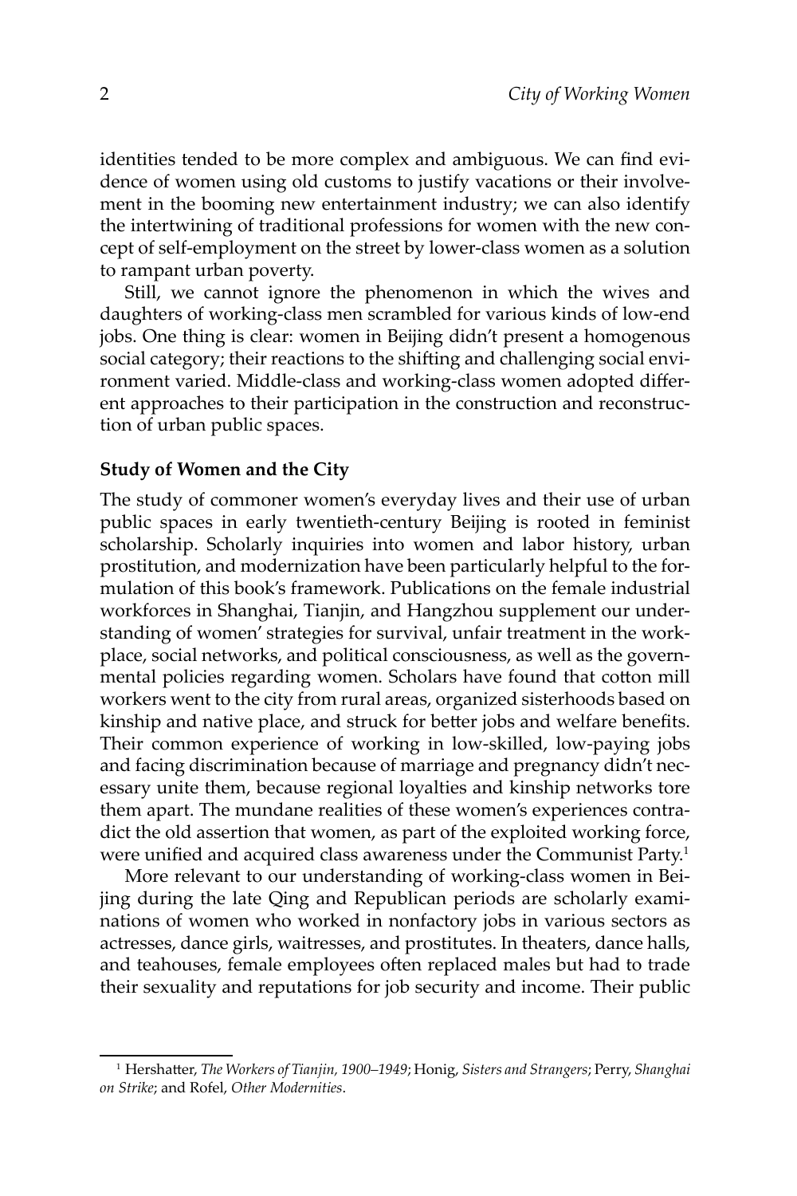identities tended to be more complex and ambiguous. We can find evidence of women using old customs to justify vacations or their involvement in the booming new entertainment industry; we can also identify the intertwining of traditional professions for women with the new concept of self-employment on the street by lower-class women as a solution to rampant urban poverty.

Still, we cannot ignore the phenomenon in which the wives and daughters of working-class men scrambled for various kinds of low-end jobs. One thing is clear: women in Beijing didn't present a homogenous social category; their reactions to the shifting and challenging social environment varied. Middle-class and working-class women adopted different approaches to their participation in the construction and reconstruction of urban public spaces.

**Study of Women and the City**

The study of commoner women's everyday lives and their use of urban public spaces in early twentieth-century Beijing is rooted in feminist scholarship. Scholarly inquiries into women and labor history, urban prostitution, and modernization have been particularly helpful to the formulation of this book's framework. Publications on the female industrial workforces in Shanghai, Tianjin, and Hangzhou supplement our understanding of women' strategies for survival, unfair treatment in the workplace, social networks, and political consciousness, as well as the governmental policies regarding women. Scholars have found that cotton mill workers went to the city from rural areas, organized sisterhoods based on kinship and native place, and struck for better jobs and welfare benefits. Their common experience of working in low-skilled, low-paying jobs and facing discrimination because of marriage and pregnancy didn't necessary unite them, because regional loyalties and kinship networks tore them apart. The mundane realities of these women's experiences contradict the old assertion that women, as part of the exploited working force, were unified and acquired class awareness under the Communist Party.[1]

More relevant to our understanding of working-class women in Beijing during the late Qing and Republican periods are scholarly examinations of women who worked in nonfactory jobs in various sectors as actresses, dance girls, waitresses, and prostitutes. In theaters, dance halls, and teahouses, female employees often replaced males but had to trade their sexuality and reputations for job security and income. Their public

[1] Hershatter, *The Workers of Tianjin, 1900–1949*; Honig, *Sisters and Strangers*; Perry, *Shanghai on Strike*; and Rofel, *Other Modernities*.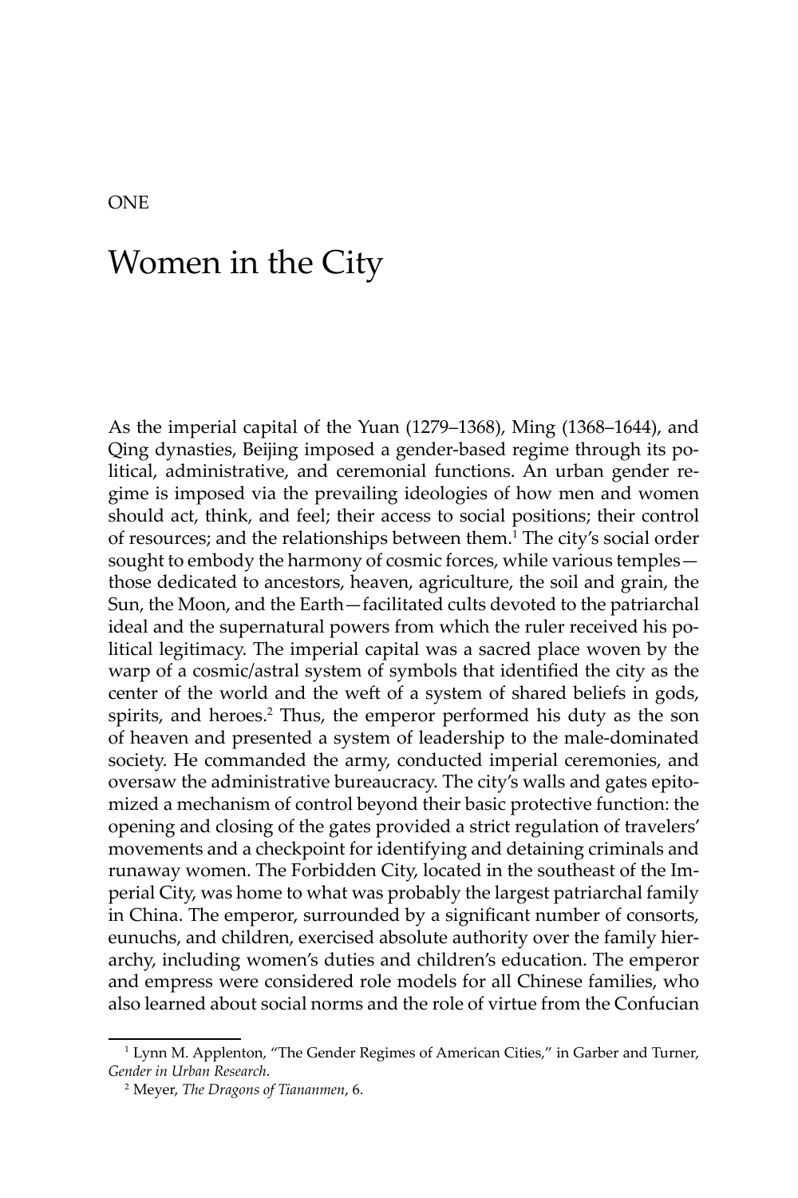ONE

# Women in the City

As the imperial capital of the Yuan (1279–1368), Ming (1368–1644), and Qing dynasties, Beijing imposed a gender-based regime through its political, administrative, and ceremonial functions. An urban gender regime is imposed via the prevailing ideologies of how men and women should act, think, and feel; their access to social positions; their control of resources; and the relationships between them.[1] The city's social order sought to embody the harmony of cosmic forces, while various temples—those dedicated to ancestors, heaven, agriculture, the soil and grain, the Sun, the Moon, and the Earth—facilitated cults devoted to the patriarchal ideal and the supernatural powers from which the ruler received his political legitimacy. The imperial capital was a sacred place woven by the warp of a cosmic/astral system of symbols that identified the city as the center of the world and the weft of a system of shared beliefs in gods, spirits, and heroes.[2] Thus, the emperor performed his duty as the son of heaven and presented a system of leadership to the male-dominated society. He commanded the army, conducted imperial ceremonies, and oversaw the administrative bureaucracy. The city's walls and gates epitomized a mechanism of control beyond their basic protective function: the opening and closing of the gates provided a strict regulation of travelers' movements and a checkpoint for identifying and detaining criminals and runaway women. The Forbidden City, located in the southeast of the Imperial City, was home to what was probably the largest patriarchal family in China. The emperor, surrounded by a significant number of consorts, eunuchs, and children, exercised absolute authority over the family hierarchy, including women's duties and children's education. The emperor and empress were considered role models for all Chinese families, who also learned about social norms and the role of virtue from the Confucian

[1] Lynn M. Applenton, "The Gender Regimes of American Cities," in Garber and Turner, *Gender in Urban Research*.

[2] Meyer, *The Dragons of Tiananmen*, 6.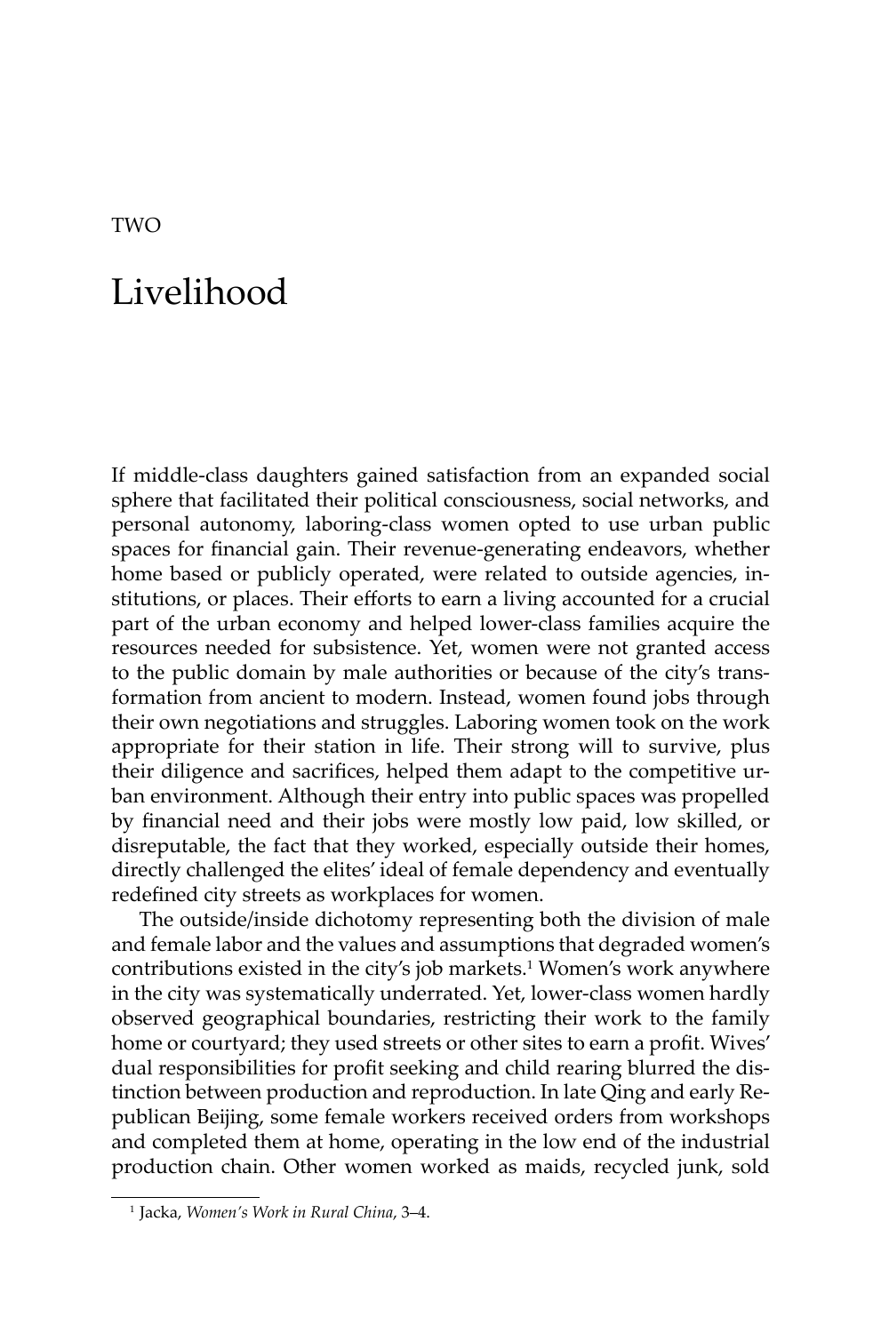TWO

# Livelihood

If middle-class daughters gained satisfaction from an expanded social sphere that facilitated their political consciousness, social networks, and personal autonomy, laboring-class women opted to use urban public spaces for financial gain. Their revenue-generating endeavors, whether home based or publicly operated, were related to outside agencies, institutions, or places. Their efforts to earn a living accounted for a crucial part of the urban economy and helped lower-class families acquire the resources needed for subsistence. Yet, women were not granted access to the public domain by male authorities or because of the city's transformation from ancient to modern. Instead, women found jobs through their own negotiations and struggles. Laboring women took on the work appropriate for their station in life. Their strong will to survive, plus their diligence and sacrifices, helped them adapt to the competitive urban environment. Although their entry into public spaces was propelled by financial need and their jobs were mostly low paid, low skilled, or disreputable, the fact that they worked, especially outside their homes, directly challenged the elites' ideal of female dependency and eventually redefined city streets as workplaces for women.

The outside/inside dichotomy representing both the division of male and female labor and the values and assumptions that degraded women's contributions existed in the city's job markets.[1] Women's work anywhere in the city was systematically underrated. Yet, lower-class women hardly observed geographical boundaries, restricting their work to the family home or courtyard; they used streets or other sites to earn a profit. Wives' dual responsibilities for profit seeking and child rearing blurred the distinction between production and reproduction. In late Qing and early Republican Beijing, some female workers received orders from workshops and completed them at home, operating in the low end of the industrial production chain. Other women worked as maids, recycled junk, sold

[1] Jacka, *Women's Work in Rural China*, 3–4.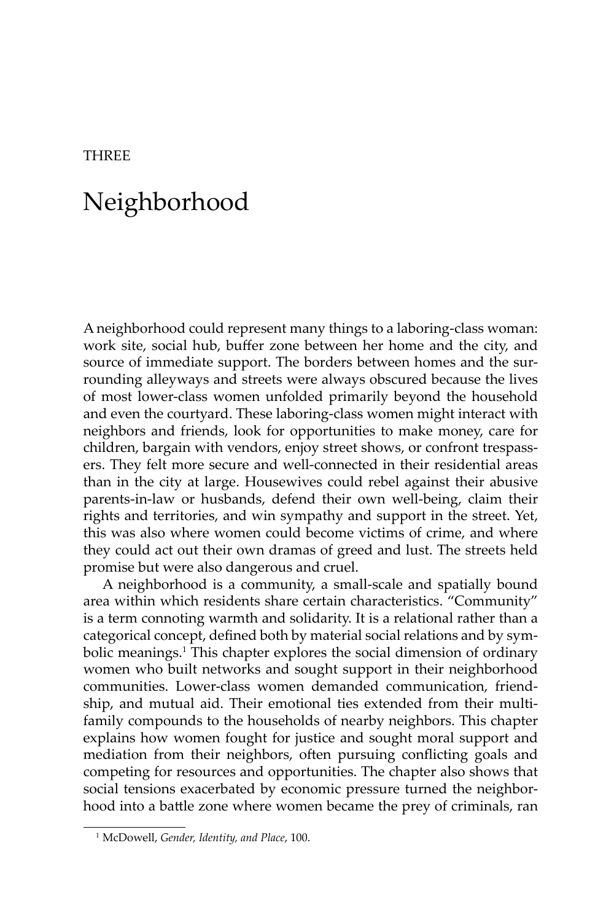THREE

# Neighborhood

A neighborhood could represent many things to a laboring-class woman: work site, social hub, buffer zone between her home and the city, and source of immediate support. The borders between homes and the surrounding alleyways and streets were always obscured because the lives of most lower-class women unfolded primarily beyond the household and even the courtyard. These laboring-class women might interact with neighbors and friends, look for opportunities to make money, care for children, bargain with vendors, enjoy street shows, or confront trespassers. They felt more secure and well-connected in their residential areas than in the city at large. Housewives could rebel against their abusive parents-in-law or husbands, defend their own well-being, claim their rights and territories, and win sympathy and support in the street. Yet, this was also where women could become victims of crime, and where they could act out their own dramas of greed and lust. The streets held promise but were also dangerous and cruel.

A neighborhood is a community, a small-scale and spatially bound area within which residents share certain characteristics. "Community" is a term connoting warmth and solidarity. It is a relational rather than a categorical concept, defined both by material social relations and by symbolic meanings.[1] This chapter explores the social dimension of ordinary women who built networks and sought support in their neighborhood communities. Lower-class women demanded communication, friendship, and mutual aid. Their emotional ties extended from their multifamily compounds to the households of nearby neighbors. This chapter explains how women fought for justice and sought moral support and mediation from their neighbors, often pursuing conflicting goals and competing for resources and opportunities. The chapter also shows that social tensions exacerbated by economic pressure turned the neighborhood into a battle zone where women became the prey of criminals, ran

[1] McDowell, *Gender, Identity, and Place*, 100.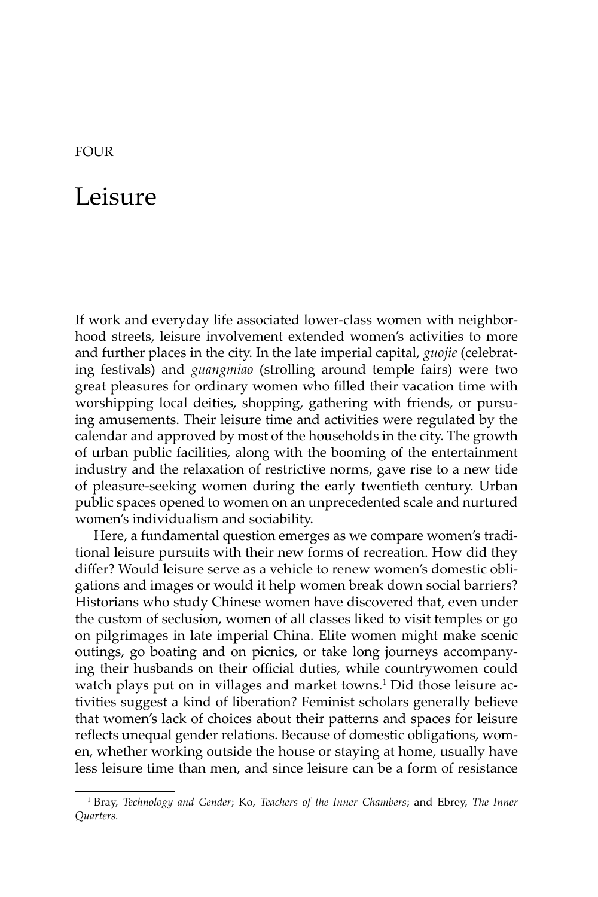FOUR

# Leisure

If work and everyday life associated lower-class women with neighborhood streets, leisure involvement extended women's activities to more and further places in the city. In the late imperial capital, *guojie* (celebrating festivals) and *guangmiao* (strolling around temple fairs) were two great pleasures for ordinary women who filled their vacation time with worshipping local deities, shopping, gathering with friends, or pursuing amusements. Their leisure time and activities were regulated by the calendar and approved by most of the households in the city. The growth of urban public facilities, along with the booming of the entertainment industry and the relaxation of restrictive norms, gave rise to a new tide of pleasure-seeking women during the early twentieth century. Urban public spaces opened to women on an unprecedented scale and nurtured women's individualism and sociability.

Here, a fundamental question emerges as we compare women's traditional leisure pursuits with their new forms of recreation. How did they differ? Would leisure serve as a vehicle to renew women's domestic obligations and images or would it help women break down social barriers? Historians who study Chinese women have discovered that, even under the custom of seclusion, women of all classes liked to visit temples or go on pilgrimages in late imperial China. Elite women might make scenic outings, go boating and on picnics, or take long journeys accompanying their husbands on their official duties, while countrywomen could watch plays put on in villages and market towns.[1] Did those leisure activities suggest a kind of liberation? Feminist scholars generally believe that women's lack of choices about their patterns and spaces for leisure reflects unequal gender relations. Because of domestic obligations, women, whether working outside the house or staying at home, usually have less leisure time than men, and since leisure can be a form of resistance

[1] Bray, *Technology and Gender*; Ko, *Teachers of the Inner Chambers*; and Ebrey, *The Inner Quarters.*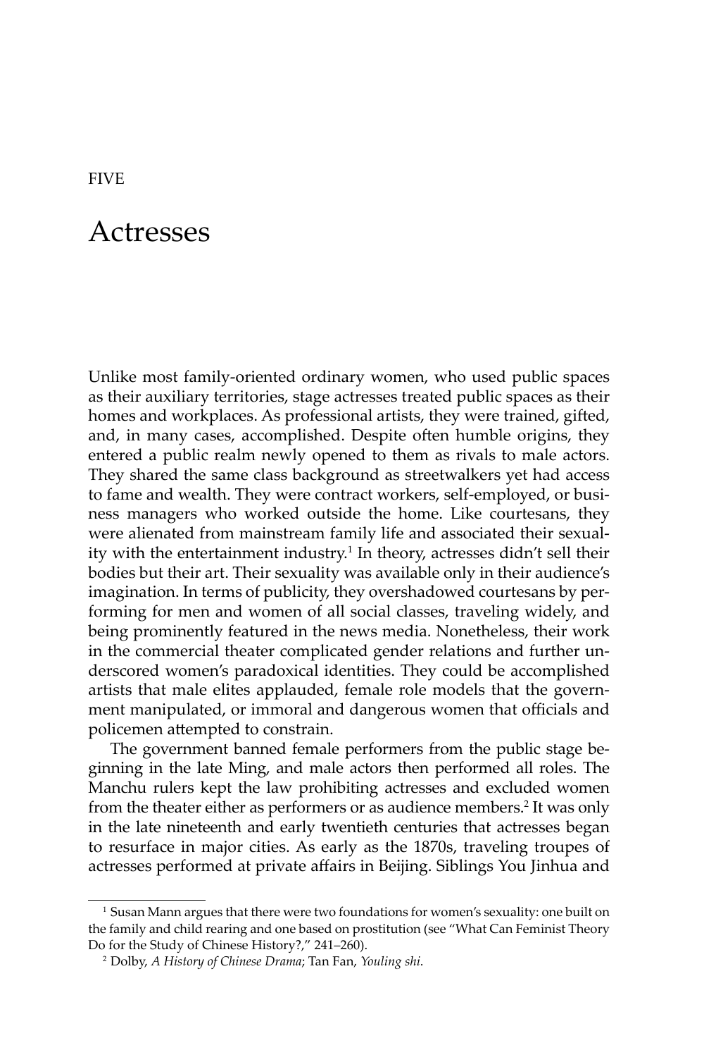FIVE

# Actresses

Unlike most family-oriented ordinary women, who used public spaces as their auxiliary territories, stage actresses treated public spaces as their homes and workplaces. As professional artists, they were trained, gifted, and, in many cases, accomplished. Despite often humble origins, they entered a public realm newly opened to them as rivals to male actors. They shared the same class background as streetwalkers yet had access to fame and wealth. They were contract workers, self-employed, or business managers who worked outside the home. Like courtesans, they were alienated from mainstream family life and associated their sexuality with the entertainment industry.[1] In theory, actresses didn't sell their bodies but their art. Their sexuality was available only in their audience's imagination. In terms of publicity, they overshadowed courtesans by performing for men and women of all social classes, traveling widely, and being prominently featured in the news media. Nonetheless, their work in the commercial theater complicated gender relations and further underscored women's paradoxical identities. They could be accomplished artists that male elites applauded, female role models that the government manipulated, or immoral and dangerous women that officials and policemen attempted to constrain.

The government banned female performers from the public stage beginning in the late Ming, and male actors then performed all roles. The Manchu rulers kept the law prohibiting actresses and excluded women from the theater either as performers or as audience members.[2] It was only in the late nineteenth and early twentieth centuries that actresses began to resurface in major cities. As early as the 1870s, traveling troupes of actresses performed at private affairs in Beijing. Siblings You Jinhua and

---

[1] Susan Mann argues that there were two foundations for women's sexuality: one built on the family and child rearing and one based on prostitution (see "What Can Feminist Theory Do for the Study of Chinese History?," 241–260).

[2] Dolby, *A History of Chinese Drama*; Tan Fan, *Youling shi*.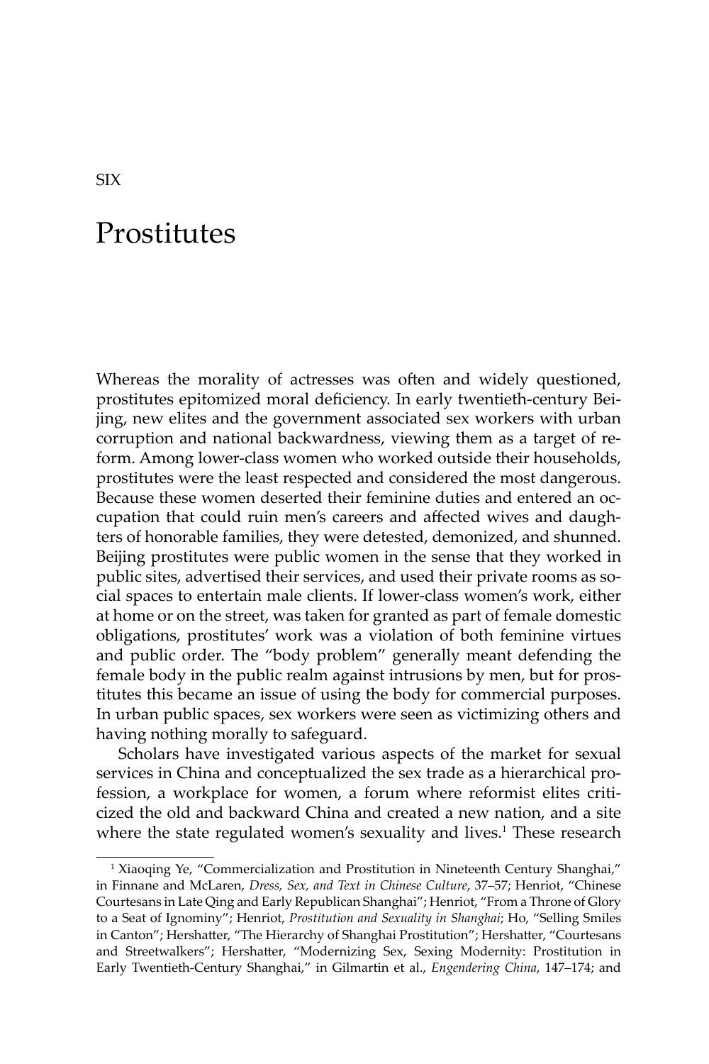SIX

# Prostitutes

Whereas the morality of actresses was often and widely questioned, prostitutes epitomized moral deficiency. In early twentieth-century Beijing, new elites and the government associated sex workers with urban corruption and national backwardness, viewing them as a target of reform. Among lower-class women who worked outside their households, prostitutes were the least respected and considered the most dangerous. Because these women deserted their feminine duties and entered an occupation that could ruin men's careers and affected wives and daughters of honorable families, they were detested, demonized, and shunned. Beijing prostitutes were public women in the sense that they worked in public sites, advertised their services, and used their private rooms as social spaces to entertain male clients. If lower-class women's work, either at home or on the street, was taken for granted as part of female domestic obligations, prostitutes' work was a violation of both feminine virtues and public order. The "body problem" generally meant defending the female body in the public realm against intrusions by men, but for prostitutes this became an issue of using the body for commercial purposes. In urban public spaces, sex workers were seen as victimizing others and having nothing morally to safeguard.

Scholars have investigated various aspects of the market for sexual services in China and conceptualized the sex trade as a hierarchical profession, a workplace for women, a forum where reformist elites criticized the old and backward China and created a new nation, and a site where the state regulated women's sexuality and lives.[1] These research

[1] Xiaoqing Ye, "Commercialization and Prostitution in Nineteenth Century Shanghai," in Finnane and McLaren, *Dress, Sex, and Text in Chinese Culture*, 37–57; Henriot, "Chinese Courtesans in Late Qing and Early Republican Shanghai"; Henriot, "From a Throne of Glory to a Seat of Ignominy"; Henriot, *Prostitution and Sexuality in Shanghai*; Ho, "Selling Smiles in Canton"; Hershatter, "The Hierarchy of Shanghai Prostitution"; Hershatter, "Courtesans and Streetwalkers"; Hershatter, "Modernizing Sex, Sexing Modernity: Prostitution in Early Twentieth-Century Shanghai," in Gilmartin et al., *Engendering China*, 147–174; and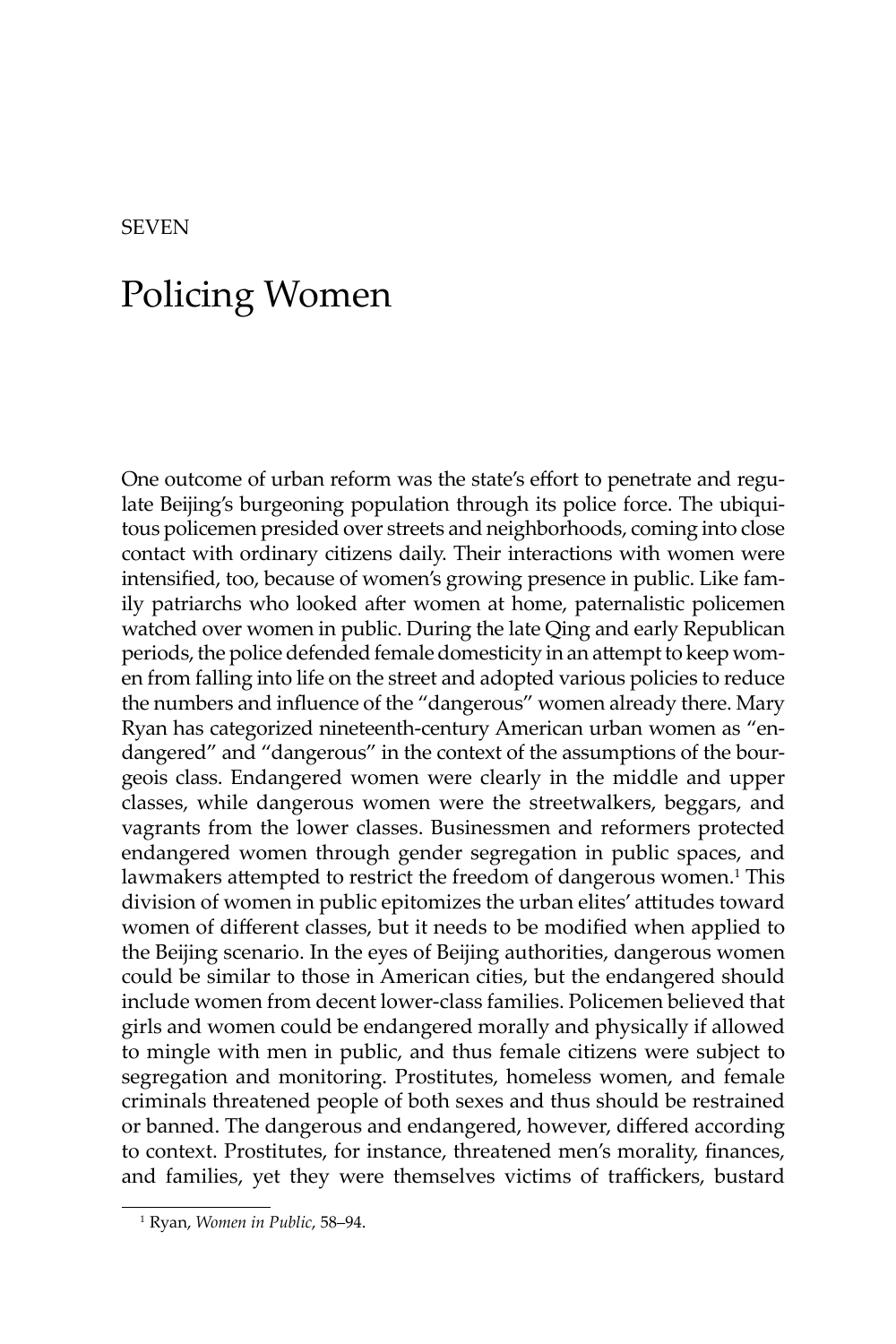SEVEN

# Policing Women

One outcome of urban reform was the state's effort to penetrate and regulate Beijing's burgeoning population through its police force. The ubiquitous policemen presided over streets and neighborhoods, coming into close contact with ordinary citizens daily. Their interactions with women were intensified, too, because of women's growing presence in public. Like family patriarchs who looked after women at home, paternalistic policemen watched over women in public. During the late Qing and early Republican periods, the police defended female domesticity in an attempt to keep women from falling into life on the street and adopted various policies to reduce the numbers and influence of the "dangerous" women already there. Mary Ryan has categorized nineteenth-century American urban women as "endangered" and "dangerous" in the context of the assumptions of the bourgeois class. Endangered women were clearly in the middle and upper classes, while dangerous women were the streetwalkers, beggars, and vagrants from the lower classes. Businessmen and reformers protected endangered women through gender segregation in public spaces, and lawmakers attempted to restrict the freedom of dangerous women.[1] This division of women in public epitomizes the urban elites' attitudes toward women of different classes, but it needs to be modified when applied to the Beijing scenario. In the eyes of Beijing authorities, dangerous women could be similar to those in American cities, but the endangered should include women from decent lower-class families. Policemen believed that girls and women could be endangered morally and physically if allowed to mingle with men in public, and thus female citizens were subject to segregation and monitoring. Prostitutes, homeless women, and female criminals threatened people of both sexes and thus should be restrained or banned. The dangerous and endangered, however, differed according to context. Prostitutes, for instance, threatened men's morality, finances, and families, yet they were themselves victims of traffickers, bustard

[1] Ryan, *Women in Public*, 58–94.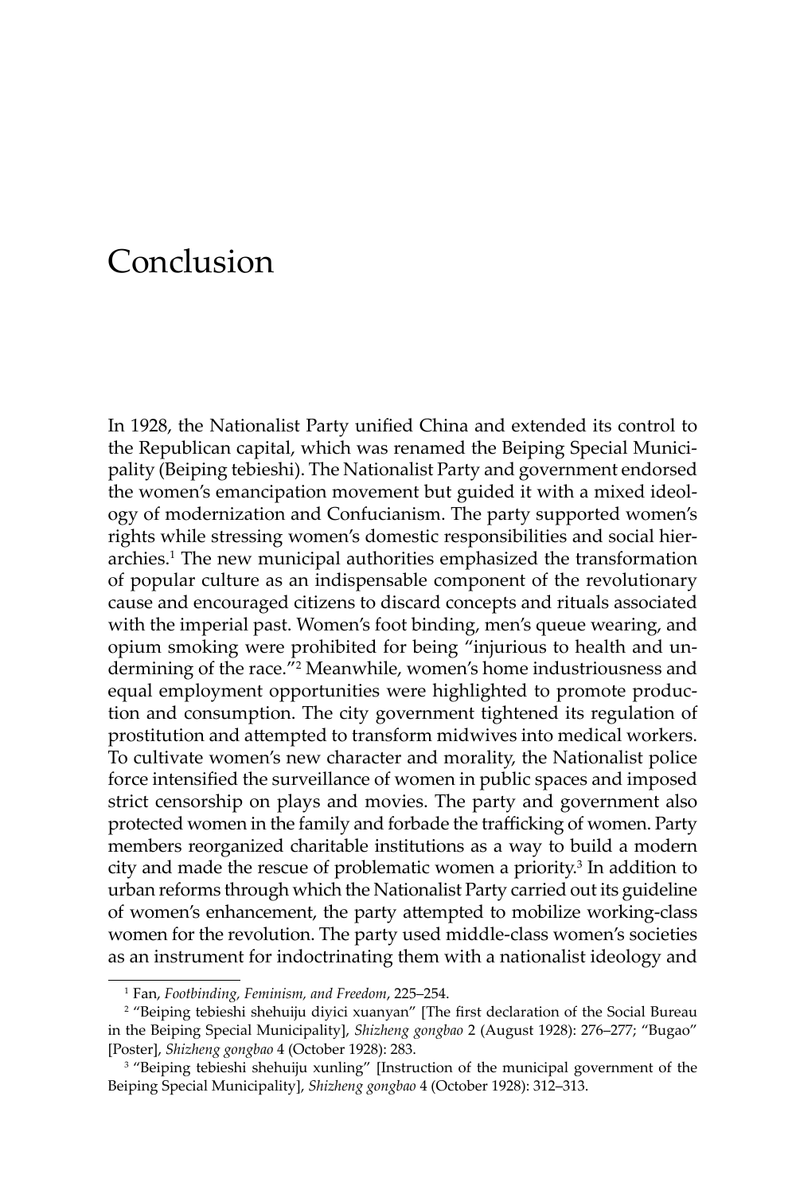# Conclusion

In 1928, the Nationalist Party unified China and extended its control to the Republican capital, which was renamed the Beiping Special Municipality (Beiping tebieshi). The Nationalist Party and government endorsed the women's emancipation movement but guided it with a mixed ideology of modernization and Confucianism. The party supported women's rights while stressing women's domestic responsibilities and social hierarchies.[1] The new municipal authorities emphasized the transformation of popular culture as an indispensable component of the revolutionary cause and encouraged citizens to discard concepts and rituals associated with the imperial past. Women's foot binding, men's queue wearing, and opium smoking were prohibited for being "injurious to health and undermining of the race."[2] Meanwhile, women's home industriousness and equal employment opportunities were highlighted to promote production and consumption. The city government tightened its regulation of prostitution and attempted to transform midwives into medical workers. To cultivate women's new character and morality, the Nationalist police force intensified the surveillance of women in public spaces and imposed strict censorship on plays and movies. The party and government also protected women in the family and forbade the trafficking of women. Party members reorganized charitable institutions as a way to build a modern city and made the rescue of problematic women a priority.[3] In addition to urban reforms through which the Nationalist Party carried out its guideline of women's enhancement, the party attempted to mobilize working-class women for the revolution. The party used middle-class women's societies as an instrument for indoctrinating them with a nationalist ideology and

---

[1] Fan, *Footbinding, Feminism, and Freedom*, 225–254.

[2] "Beiping tebieshi shehuiju diyici xuanyan" [The first declaration of the Social Bureau in the Beiping Special Municipality], *Shizheng gongbao* 2 (August 1928): 276–277; "Bugao" [Poster], *Shizheng gongbao* 4 (October 1928): 283.

[3] "Beiping tebieshi shehuiju xunling" [Instruction of the municipal government of the Beiping Special Municipality], *Shizheng gongbao* 4 (October 1928): 312–313.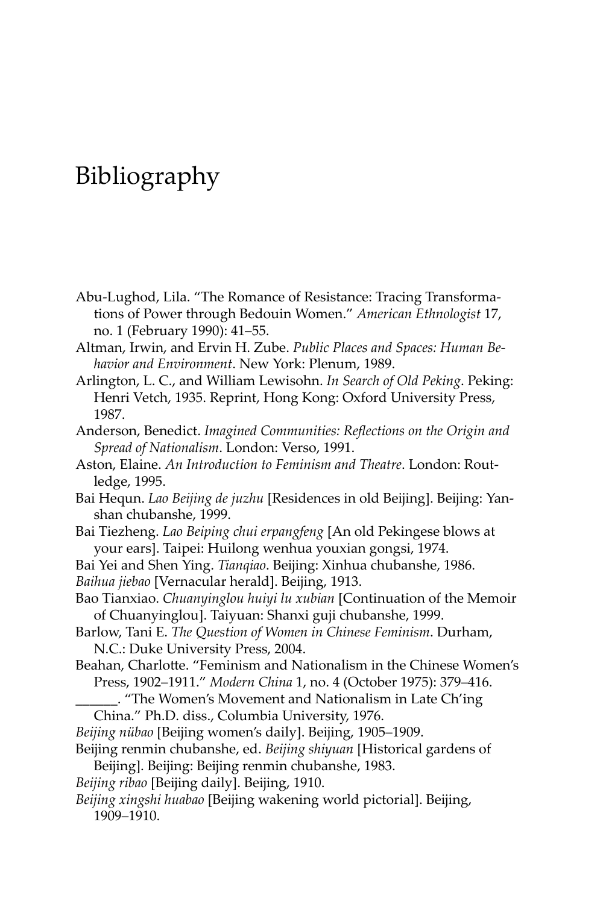# Bibliography

Abu-Lughod, Lila. "The Romance of Resistance: Tracing Transformations of Power through Bedouin Women." *American Ethnologist* 17, no. 1 (February 1990): 41–55.

Altman, Irwin, and Ervin H. Zube. *Public Places and Spaces: Human Behavior and Environment*. New York: Plenum, 1989.

Arlington, L. C., and William Lewisohn. *In Search of Old Peking*. Peking: Henri Vetch, 1935. Reprint, Hong Kong: Oxford University Press, 1987.

Anderson, Benedict. *Imagined Communities: Reflections on the Origin and Spread of Nationalism*. London: Verso, 1991.

Aston, Elaine. *An Introduction to Feminism and Theatre*. London: Routledge, 1995.

Bai Hequn. *Lao Beijing de juzhu* [Residences in old Beijing]. Beijing: Yanshan chubanshe, 1999.

Bai Tiezheng. *Lao Beiping chui erpangfeng* [An old Pekingese blows at your ears]. Taipei: Huilong wenhua youxian gongsi, 1974.

Bai Yei and Shen Ying. *Tianqiao*. Beijing: Xinhua chubanshe, 1986.

*Baihua jiebao* [Vernacular herald]. Beijing, 1913.

Bao Tianxiao. *Chuanyinglou huiyi lu xubian* [Continuation of the Memoir of Chuanyinglou]. Taiyuan: Shanxi guji chubanshe, 1999.

Barlow, Tani E. *The Question of Women in Chinese Feminism*. Durham, N.C.: Duke University Press, 2004.

Beahan, Charlotte. "Feminism and Nationalism in the Chinese Women's Press, 1902–1911." *Modern China* 1, no. 4 (October 1975): 379–416.

______. "The Women's Movement and Nationalism in Late Ch'ing China." Ph.D. diss., Columbia University, 1976.

*Beijing nübao* [Beijing women's daily]. Beijing, 1905–1909.

Beijing renmin chubanshe, ed. *Beijing shiyuan* [Historical gardens of Beijing]. Beijing: Beijing renmin chubanshe, 1983.

*Beijing ribao* [Beijing daily]. Beijing, 1910.

*Beijing xingshi huabao* [Beijing wakening world pictorial]. Beijing, 1909–1910.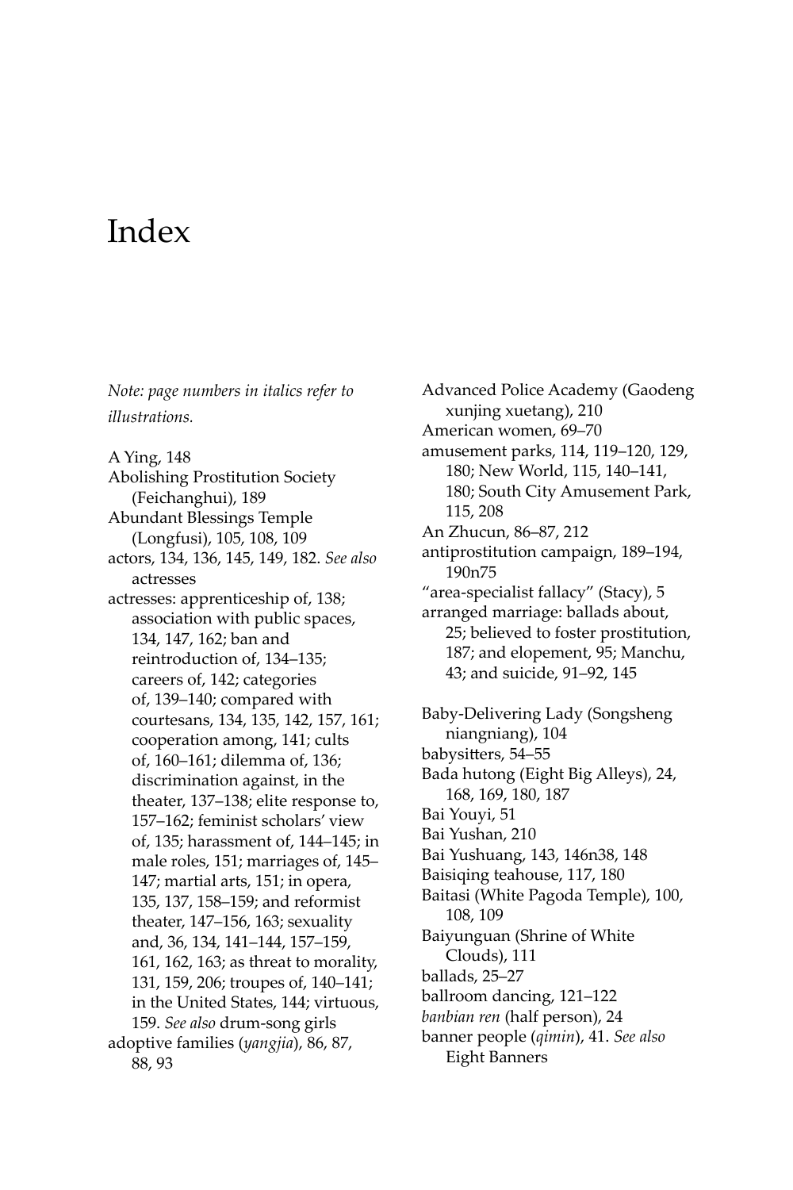# Index

*Note: page numbers in italics refer to illustrations.*

A Ying, 148
Abolishing Prostitution Society (Feichanghui), 189
Abundant Blessings Temple (Longfusi), 105, 108, 109
actors, 134, 136, 145, 149, 182. *See also* actresses
actresses: apprenticeship of, 138; association with public spaces, 134, 147, 162; ban and reintroduction of, 134–135; careers of, 142; categories of, 139–140; compared with courtesans, 134, 135, 142, 157, 161; cooperation among, 141; cults of, 160–161; dilemma of, 136; discrimination against, in the theater, 137–138; elite response to, 157–162; feminist scholars' view of, 135; harassment of, 144–145; in male roles, 151; marriages of, 145–147; martial arts, 151; in opera, 135, 137, 158–159; and reformist theater, 147–156, 163; sexuality and, 36, 134, 141–144, 157–159, 161, 162, 163; as threat to morality, 131, 159, 206; troupes of, 140–141; in the United States, 144; virtuous, 159. *See also* drum-song girls
adoptive families (*yangjia*), 86, 87, 88, 93
Advanced Police Academy (Gaodeng xunjing xuetang), 210
American women, 69–70
amusement parks, 114, 119–120, 129, 180; New World, 115, 140–141, 180; South City Amusement Park, 115, 208
An Zhucun, 86–87, 212
antiprostitution campaign, 189–194, 190n75
"area-specialist fallacy" (Stacy), 5
arranged marriage: ballads about, 25; believed to foster prostitution, 187; and elopement, 95; Manchu, 43; and suicide, 91–92, 145

Baby-Delivering Lady (Songsheng niangniang), 104
babysitters, 54–55
Bada hutong (Eight Big Alleys), 24, 168, 169, 180, 187
Bai Youyi, 51
Bai Yushan, 210
Bai Yushuang, 143, 146n38, 148
Baisiqing teahouse, 117, 180
Baitasi (White Pagoda Temple), 100, 108, 109
Baiyunguan (Shrine of White Clouds), 111
ballads, 25–27
ballroom dancing, 121–122
*banbian ren* (half person), 24
banner people (*qimin*), 41. *See also* Eight Banners